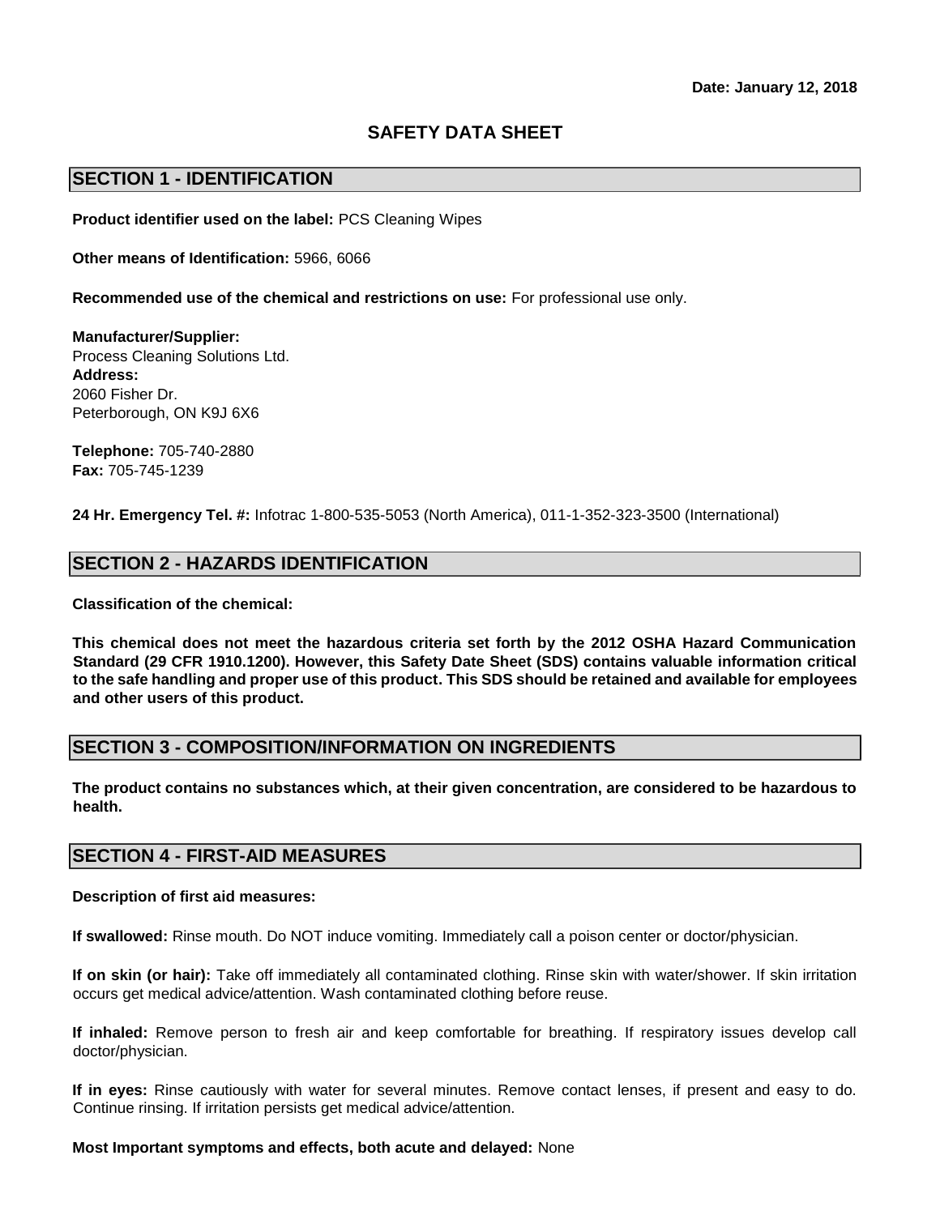**Date: January 12, 2018**

# SAFETY DATA SHEET

## SECTION 1 - IDENTIFICATION

**Product identifier used on the label:** PCS Cleaning Wipes

**Other means of Identification:** 5966, 6066

**Recommended use of the chemical and restrictions on use:** For professional use only.

**Manufacturer/Supplier:**
Process Cleaning Solutions Ltd.
**Address:**
2060 Fisher Dr.
Peterborough, ON K9J 6X6

**Telephone:** 705-740-2880
**Fax:** 705-745-1239

**24 Hr. Emergency Tel. #:** Infotrac 1-800-535-5053 (North America), 011-1-352-323-3500 (International)

## SECTION 2 - HAZARDS IDENTIFICATION

**Classification of the chemical:**

**This chemical does not meet the hazardous criteria set forth by the 2012 OSHA Hazard Communication Standard (29 CFR 1910.1200). However, this Safety Date Sheet (SDS) contains valuable information critical to the safe handling and proper use of this product. This SDS should be retained and available for employees and other users of this product.**

## SECTION 3 - COMPOSITION/INFORMATION ON INGREDIENTS

**The product contains no substances which, at their given concentration, are considered to be hazardous to health.**

## SECTION 4 - FIRST-AID MEASURES

**Description of first aid measures:**

**If swallowed:** Rinse mouth. Do NOT induce vomiting. Immediately call a poison center or doctor/physician.

**If on skin (or hair):** Take off immediately all contaminated clothing. Rinse skin with water/shower. If skin irritation occurs get medical advice/attention. Wash contaminated clothing before reuse.

**If inhaled:** Remove person to fresh air and keep comfortable for breathing. If respiratory issues develop call doctor/physician.

**If in eyes:** Rinse cautiously with water for several minutes. Remove contact lenses, if present and easy to do. Continue rinsing. If irritation persists get medical advice/attention.

**Most Important symptoms and effects, both acute and delayed:** None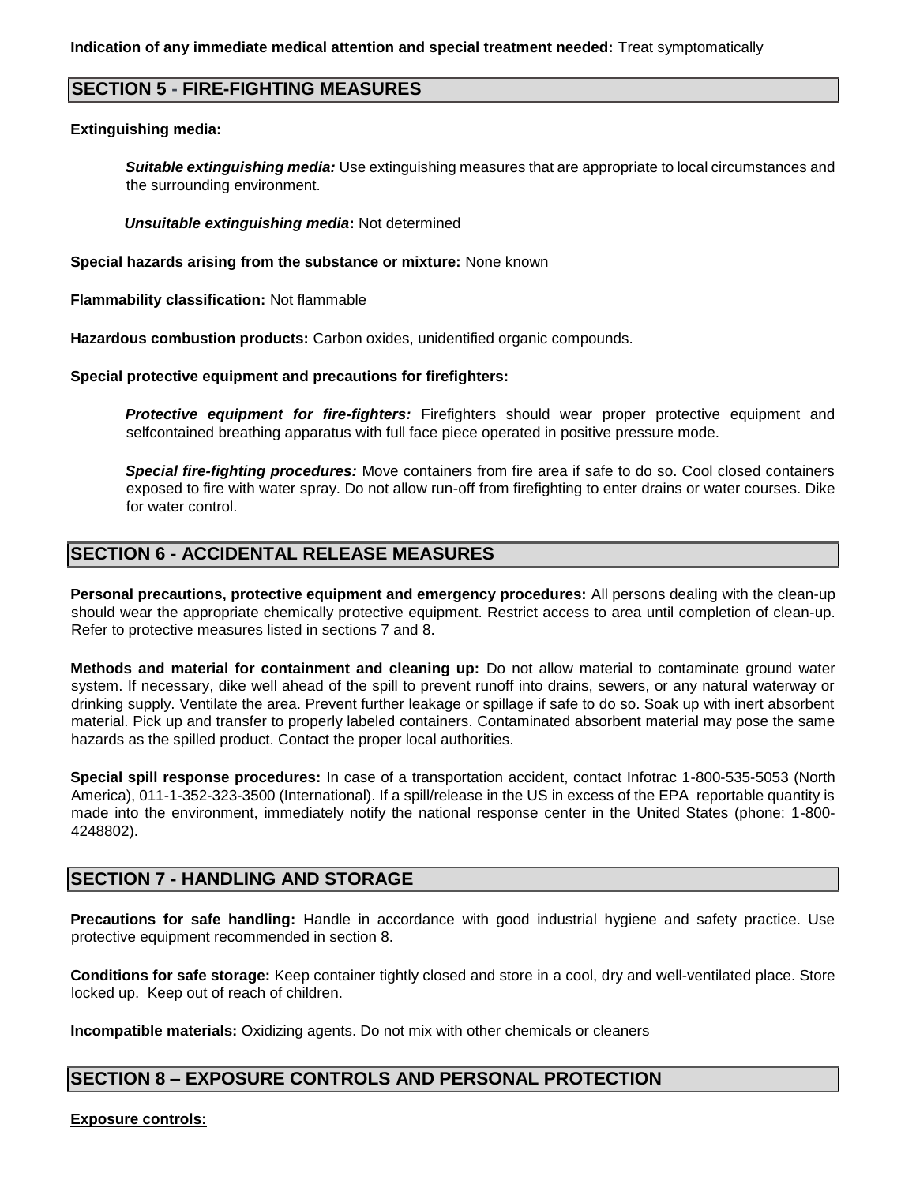**Indication of any immediate medical attention and special treatment needed:** Treat symptomatically

## SECTION 5 - FIRE-FIGHTING MEASURES

**Extinguishing media:**

***Suitable extinguishing media:*** Use extinguishing measures that are appropriate to local circumstances and the surrounding environment.

***Unsuitable extinguishing media*:** Not determined

**Special hazards arising from the substance or mixture:** None known

**Flammability classification:** Not flammable

**Hazardous combustion products:** Carbon oxides, unidentified organic compounds.

**Special protective equipment and precautions for firefighters:**

***Protective equipment for fire-fighters:*** Firefighters should wear proper protective equipment and selfcontained breathing apparatus with full face piece operated in positive pressure mode.

***Special fire-fighting procedures:*** Move containers from fire area if safe to do so. Cool closed containers exposed to fire with water spray. Do not allow run-off from firefighting to enter drains or water courses. Dike for water control.

## SECTION 6 - ACCIDENTAL RELEASE MEASURES

**Personal precautions, protective equipment and emergency procedures:** All persons dealing with the clean-up should wear the appropriate chemically protective equipment. Restrict access to area until completion of clean-up. Refer to protective measures listed in sections 7 and 8.

**Methods and material for containment and cleaning up:** Do not allow material to contaminate ground water system. If necessary, dike well ahead of the spill to prevent runoff into drains, sewers, or any natural waterway or drinking supply. Ventilate the area. Prevent further leakage or spillage if safe to do so. Soak up with inert absorbent material. Pick up and transfer to properly labeled containers. Contaminated absorbent material may pose the same hazards as the spilled product. Contact the proper local authorities.

**Special spill response procedures:** In case of a transportation accident, contact Infotrac 1-800-535-5053 (North America), 011-1-352-323-3500 (International). If a spill/release in the US in excess of the EPA reportable quantity is made into the environment, immediately notify the national response center in the United States (phone: 1-800-4248802).

## SECTION 7 - HANDLING AND STORAGE

**Precautions for safe handling:** Handle in accordance with good industrial hygiene and safety practice. Use protective equipment recommended in section 8.

**Conditions for safe storage:** Keep container tightly closed and store in a cool, dry and well-ventilated place. Store locked up. Keep out of reach of children.

**Incompatible materials:** Oxidizing agents. Do not mix with other chemicals or cleaners

## SECTION 8 – EXPOSURE CONTROLS AND PERSONAL PROTECTION

**Exposure controls:**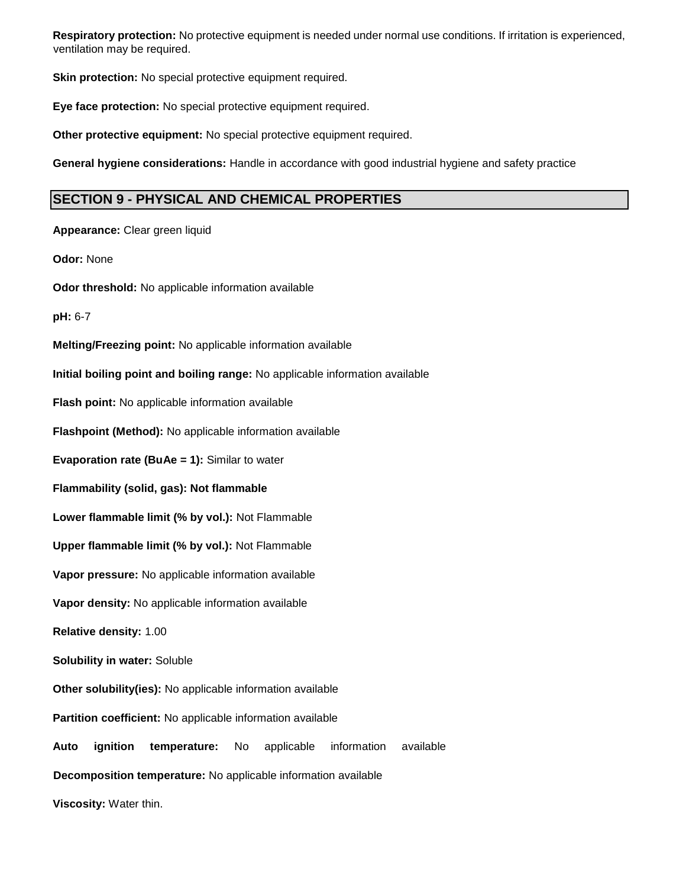**Respiratory protection:** No protective equipment is needed under normal use conditions. If irritation is experienced, ventilation may be required.

**Skin protection:** No special protective equipment required.

**Eye face protection:** No special protective equipment required.

**Other protective equipment:** No special protective equipment required.

**General hygiene considerations:** Handle in accordance with good industrial hygiene and safety practice

## SECTION 9 - PHYSICAL AND CHEMICAL PROPERTIES

**Appearance:** Clear green liquid

**Odor:** None

**Odor threshold:** No applicable information available

**pH:** 6-7

**Melting/Freezing point:** No applicable information available

**Initial boiling point and boiling range:** No applicable information available

**Flash point:** No applicable information available

**Flashpoint (Method):** No applicable information available

**Evaporation rate (BuAe = 1):** Similar to water

**Flammability (solid, gas): Not flammable**

**Lower flammable limit (% by vol.):** Not Flammable

**Upper flammable limit (% by vol.):** Not Flammable

**Vapor pressure:** No applicable information available

**Vapor density:** No applicable information available

**Relative density:** 1.00

**Solubility in water:** Soluble

**Other solubility(ies):** No applicable information available

**Partition coefficient:** No applicable information available

**Auto ignition temperature:** No applicable information available

**Decomposition temperature:** No applicable information available

**Viscosity:** Water thin.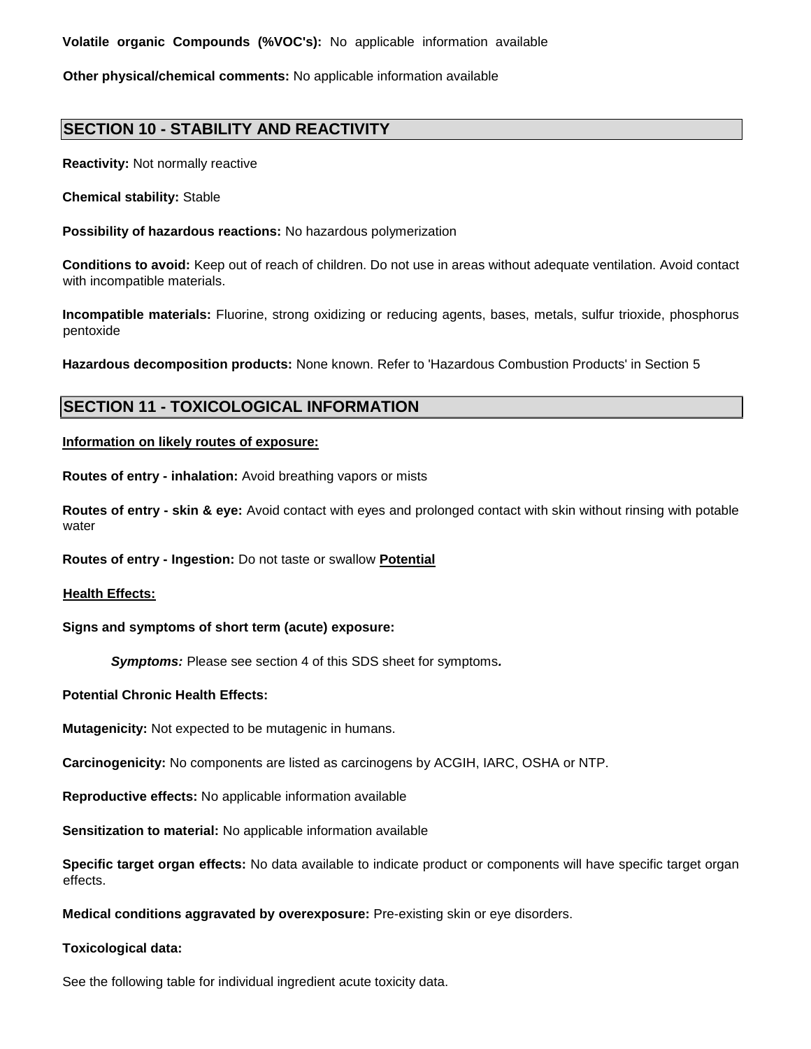**Volatile organic Compounds (%VOC's):** No applicable information available

**Other physical/chemical comments:** No applicable information available

## SECTION 10 - STABILITY AND REACTIVITY

**Reactivity:** Not normally reactive

**Chemical stability:** Stable

**Possibility of hazardous reactions:** No hazardous polymerization

**Conditions to avoid:** Keep out of reach of children. Do not use in areas without adequate ventilation. Avoid contact with incompatible materials.

**Incompatible materials:** Fluorine, strong oxidizing or reducing agents, bases, metals, sulfur trioxide, phosphorus pentoxide

**Hazardous decomposition products:** None known. Refer to 'Hazardous Combustion Products' in Section 5

## SECTION 11 - TOXICOLOGICAL INFORMATION

**Information on likely routes of exposure:**

**Routes of entry - inhalation:** Avoid breathing vapors or mists

**Routes of entry - skin & eye:** Avoid contact with eyes and prolonged contact with skin without rinsing with potable water

**Routes of entry - Ingestion:** Do not taste or swallow **Potential**

**Health Effects:**

**Signs and symptoms of short term (acute) exposure:**

***Symptoms:*** Please see section 4 of this SDS sheet for symptoms**.**

**Potential Chronic Health Effects:**

**Mutagenicity:** Not expected to be mutagenic in humans.

**Carcinogenicity:** No components are listed as carcinogens by ACGIH, IARC, OSHA or NTP.

**Reproductive effects:** No applicable information available

**Sensitization to material:** No applicable information available

**Specific target organ effects:** No data available to indicate product or components will have specific target organ effects.

**Medical conditions aggravated by overexposure:** Pre-existing skin or eye disorders.

**Toxicological data:**

See the following table for individual ingredient acute toxicity data.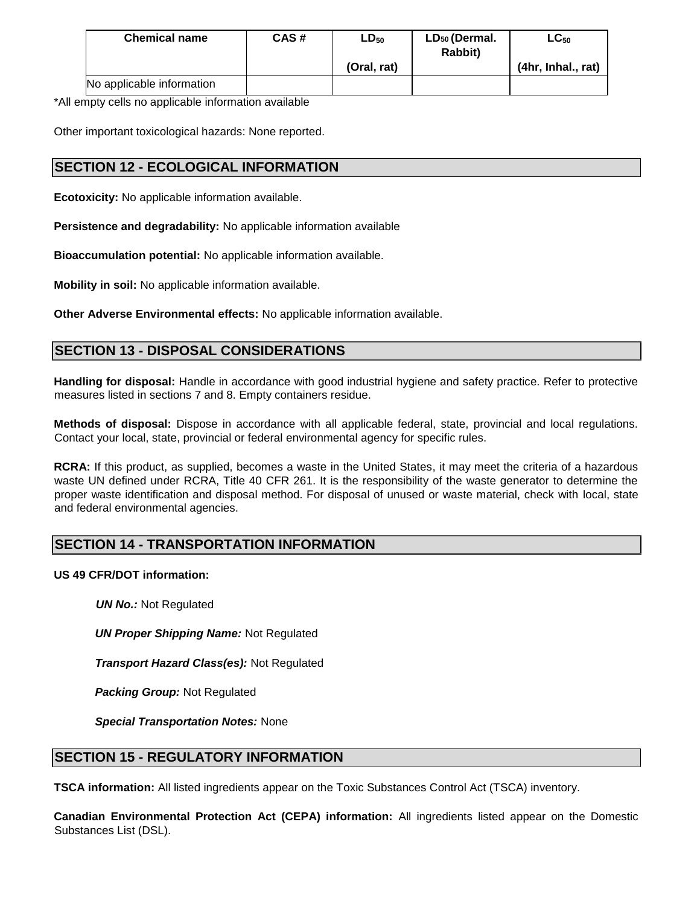| Chemical name | CAS # | $LD_{50}$ (Oral, rat) | $LD_{50}$ (Dermal. Rabbit) | $LC_{50}$ (4hr, Inhal., rat) |
|---|---|---|---|---|
| No applicable information | | | | |

*All empty cells no applicable information available

Other important toxicological hazards: None reported.

## SECTION 12 - ECOLOGICAL INFORMATION

**Ecotoxicity:** No applicable information available.

**Persistence and degradability:** No applicable information available

**Bioaccumulation potential:** No applicable information available.

**Mobility in soil:** No applicable information available.

**Other Adverse Environmental effects:** No applicable information available.

## SECTION 13 - DISPOSAL CONSIDERATIONS

**Handling for disposal:** Handle in accordance with good industrial hygiene and safety practice. Refer to protective measures listed in sections 7 and 8. Empty containers residue.

**Methods of disposal:** Dispose in accordance with all applicable federal, state, provincial and local regulations. Contact your local, state, provincial or federal environmental agency for specific rules.

**RCRA:** If this product, as supplied, becomes a waste in the United States, it may meet the criteria of a hazardous waste UN defined under RCRA, Title 40 CFR 261. It is the responsibility of the waste generator to determine the proper waste identification and disposal method. For disposal of unused or waste material, check with local, state and federal environmental agencies.

## SECTION 14 - TRANSPORTATION INFORMATION

**US 49 CFR/DOT information:**

***UN No.:*** Not Regulated

***UN Proper Shipping Name:*** Not Regulated

***Transport Hazard Class(es):*** Not Regulated

***Packing Group:*** Not Regulated

***Special Transportation Notes:*** None

## SECTION 15 - REGULATORY INFORMATION

**TSCA information:** All listed ingredients appear on the Toxic Substances Control Act (TSCA) inventory.

**Canadian Environmental Protection Act (CEPA) information:** All ingredients listed appear on the Domestic Substances List (DSL).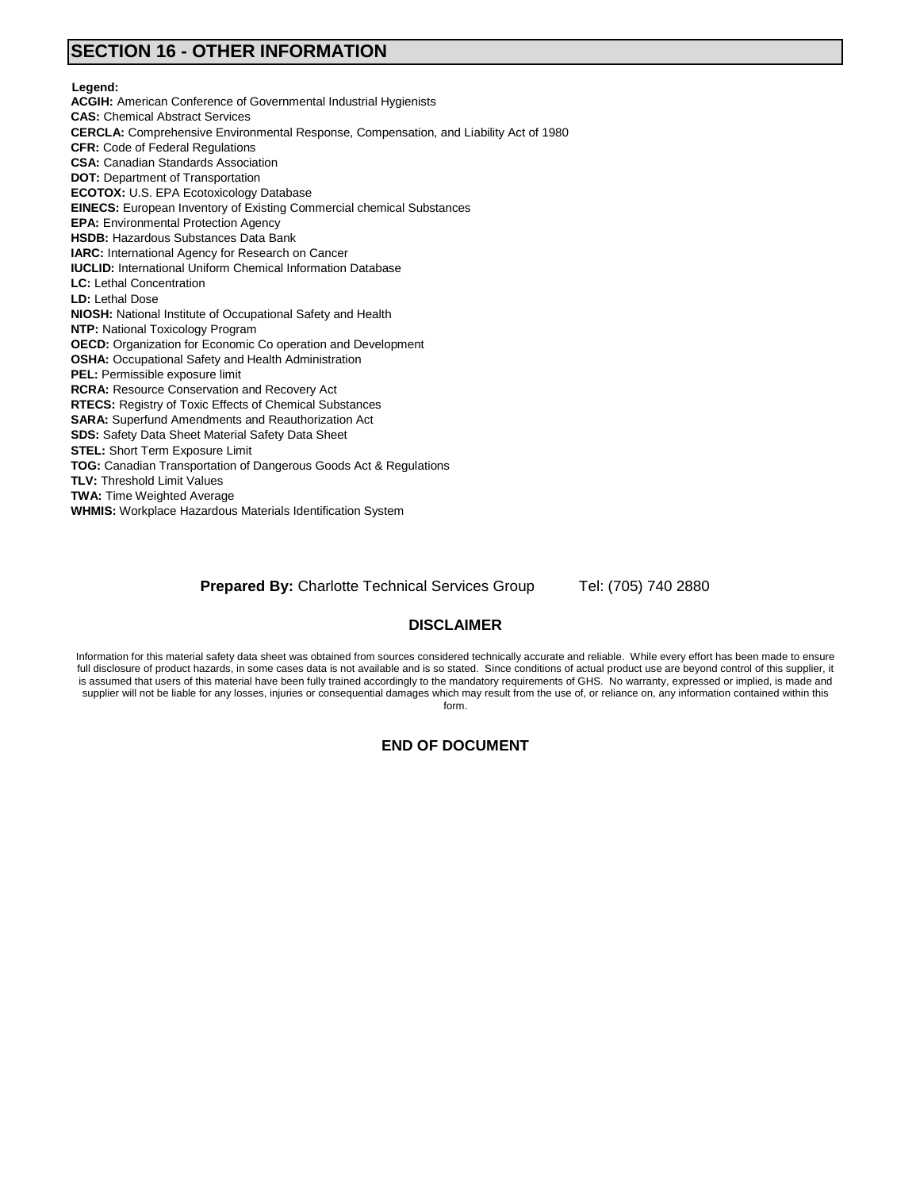## SECTION 16 - OTHER INFORMATION

**Legend:**

**ACGIH:** American Conference of Governmental Industrial Hygienists
**CAS:** Chemical Abstract Services
**CERCLA:** Comprehensive Environmental Response, Compensation, and Liability Act of 1980
**CFR:** Code of Federal Regulations
**CSA:** Canadian Standards Association
**DOT:** Department of Transportation
**ECOTOX:** U.S. EPA Ecotoxicology Database
**EINECS:** European Inventory of Existing Commercial chemical Substances
**EPA:** Environmental Protection Agency
**HSDB:** Hazardous Substances Data Bank
**IARC:** International Agency for Research on Cancer
**IUCLID:** International Uniform Chemical Information Database
**LC:** Lethal Concentration
**LD:** Lethal Dose
**NIOSH:** National Institute of Occupational Safety and Health
**NTP:** National Toxicology Program
**OECD:** Organization for Economic Co operation and Development
**OSHA:** Occupational Safety and Health Administration
**PEL:** Permissible exposure limit
**RCRA:** Resource Conservation and Recovery Act
**RTECS:** Registry of Toxic Effects of Chemical Substances
**SARA:** Superfund Amendments and Reauthorization Act
**SDS:** Safety Data Sheet Material Safety Data Sheet
**STEL:** Short Term Exposure Limit
**TOG:** Canadian Transportation of Dangerous Goods Act & Regulations
**TLV:** Threshold Limit Values
**TWA:** Time Weighted Average
**WHMIS:** Workplace Hazardous Materials Identification System

**Prepared By:** Charlotte Technical Services Group Tel: (705) 740 2880

### DISCLAIMER

Information for this material safety data sheet was obtained from sources considered technically accurate and reliable. While every effort has been made to ensure full disclosure of product hazards, in some cases data is not available and is so stated. Since conditions of actual product use are beyond control of this supplier, it is assumed that users of this material have been fully trained accordingly to the mandatory requirements of GHS. No warranty, expressed or implied, is made and supplier will not be liable for any losses, injuries or consequential damages which may result from the use of, or reliance on, any information contained within this form.

### END OF DOCUMENT